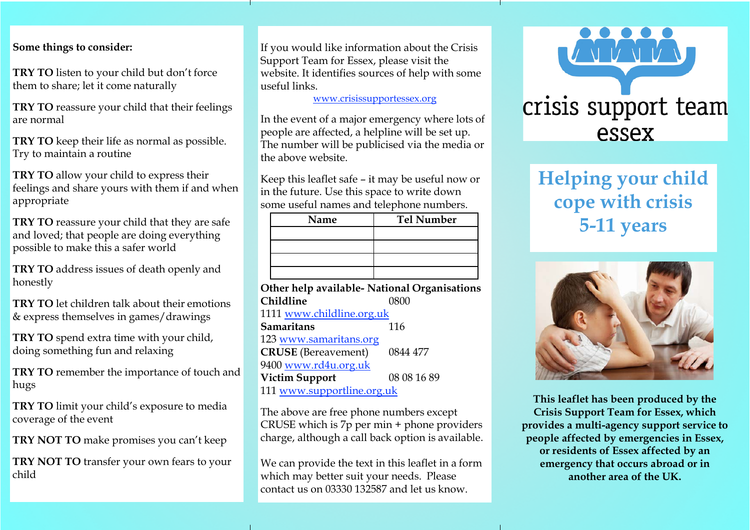**Some things to consider:**

**TRY TO** listen to your child but don't force them to share; let it come naturally

**TRY TO** reassure your child that their feelings are normal

**TRY TO** keep their life as normal as possible. Try to maintain a routine

**TRY TO** allow your child to express their feelings and share yours with them if and when appropriate

**TRY TO** reassure your child that they are safe and loved; that people are doing everything possible to make this a safer world

**TRY TO** address issues of death openly and honestly

**TRY TO** let children talk about their emotions & express themselves in games/drawings

**TRY TO** spend extra time with your child, doing something fun and relaxing

**TRY TO** remember the importance of touch and hugs

**TRY TO** limit your child's exposure to media coverage of the event

**TRY NOT TO** make promises you can't keep

**TRY NOT TO** transfer your own fears to your child

If you would like information about the Crisis Support Team for Essex, please visit the website. It identifies sources of help with some useful links.

www.crisissupportessex.org

In the event of a major emergency where lots of people are affected, a helpline will be set up. The number will be publicised via the media or the above website.

Keep this leaflet safe – it may be useful now or in the future. Use this space to write down some useful names and telephone numbers.

| Name | Tel Number |
| --- | --- |
| | |
| | |
| | |
| | |

**Other help available- National Organisations**

**Childline** 0800 1111 www.childline.org.uk

**Samaritans** 116 123 www.samaritans.org

**CRUSE** (Bereavement) 0844 477 9400 www.rd4u.org.uk

**Victim Support** 08 08 16 89 111 www.supportline.org.uk

The above are free phone numbers except CRUSE which is 7p per min + phone providers charge, although a call back option is available.

We can provide the text in this leaflet in a form which may better suit your needs. Please contact us on 03330 132587 and let us know.

crisis support team essex

# Helping your child cope with crisis 5-11 years

**This leaflet has been produced by the Crisis Support Team for Essex, which provides a multi-agency support service to people affected by emergencies in Essex, or residents of Essex affected by an emergency that occurs abroad or in another area of the UK.**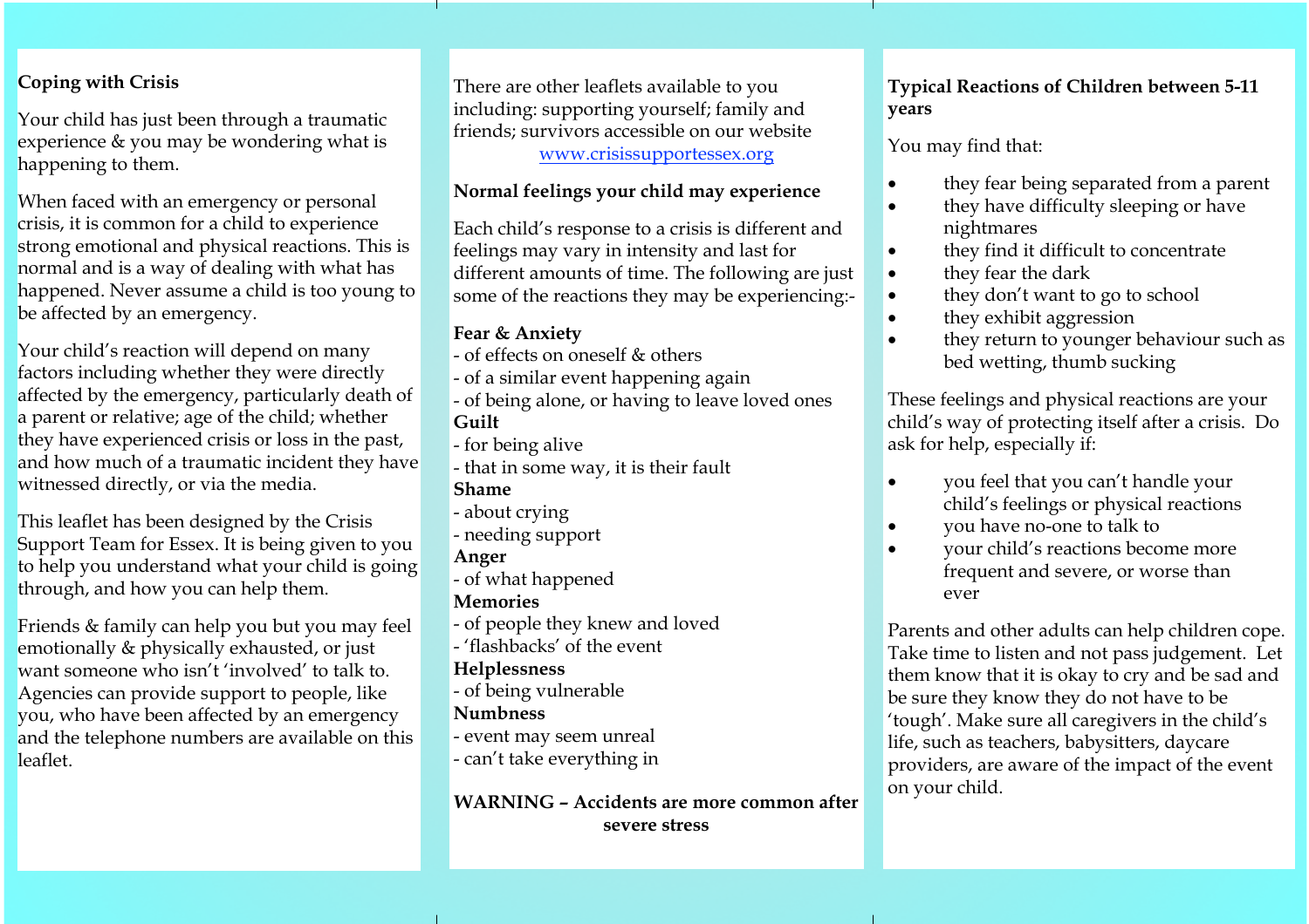## Coping with Crisis

Your child has just been through a traumatic experience & you may be wondering what is happening to them.

When faced with an emergency or personal crisis, it is common for a child to experience strong emotional and physical reactions. This is normal and is a way of dealing with what has happened. Never assume a child is too young to be affected by an emergency.

Your child's reaction will depend on many factors including whether they were directly affected by the emergency, particularly death of a parent or relative; age of the child; whether they have experienced crisis or loss in the past, and how much of a traumatic incident they have witnessed directly, or via the media.

This leaflet has been designed by the Crisis Support Team for Essex. It is being given to you to help you understand what your child is going through, and how you can help them.

Friends & family can help you but you may feel emotionally & physically exhausted, or just want someone who isn't 'involved' to talk to. Agencies can provide support to people, like you, who have been affected by an emergency and the telephone numbers are available on this leaflet.

There are other leaflets available to you including: supporting yourself; family and friends; survivors accessible on our website www.crisissupportessex.org

**Normal feelings your child may experience**

Each child's response to a crisis is different and feelings may vary in intensity and last for different amounts of time. The following are just some of the reactions they may be experiencing:-

**Fear & Anxiety**
- of effects on oneself & others
- of a similar event happening again
- of being alone, or having to leave loved ones

**Guilt**
- for being alive
- that in some way, it is their fault

**Shame**
- about crying
- needing support

**Anger**
- of what happened

**Memories**
- of people they knew and loved
- 'flashbacks' of the event

**Helplessness**
- of being vulnerable

**Numbness**
- event may seem unreal
- can't take everything in

**WARNING – Accidents are more common after severe stress**

**Typical Reactions of Children between 5-11 years**

You may find that:

- they fear being separated from a parent
- they have difficulty sleeping or have nightmares
- they find it difficult to concentrate
- they fear the dark
- they don't want to go to school
- they exhibit aggression
- they return to younger behaviour such as bed wetting, thumb sucking

These feelings and physical reactions are your child's way of protecting itself after a crisis. Do ask for help, especially if:

- you feel that you can't handle your child's feelings or physical reactions
- you have no-one to talk to
- your child's reactions become more frequent and severe, or worse than ever

Parents and other adults can help children cope. Take time to listen and not pass judgement. Let them know that it is okay to cry and be sad and be sure they know they do not have to be 'tough'. Make sure all caregivers in the child's life, such as teachers, babysitters, daycare providers, are aware of the impact of the event on your child.